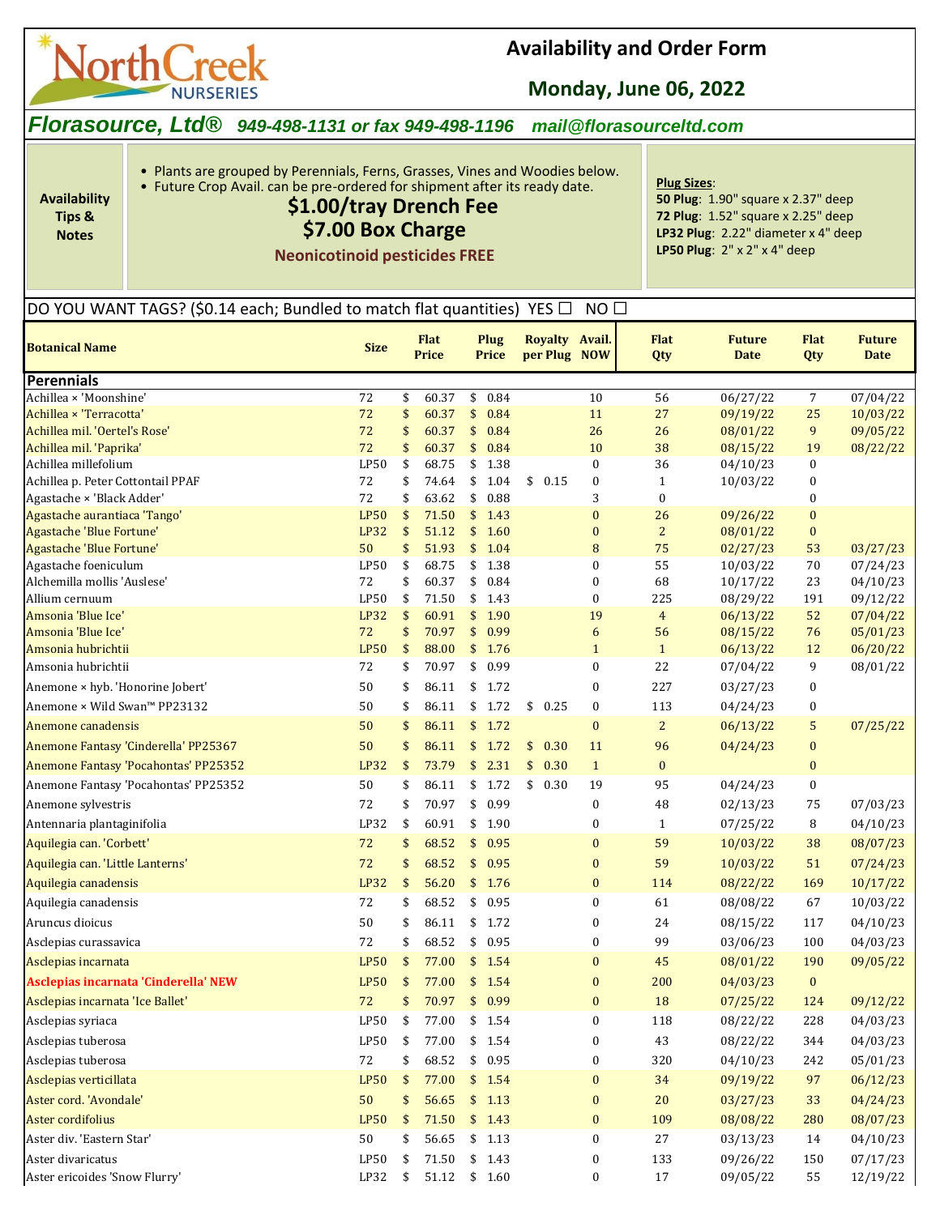# NorthCreek NURSERIES

## Availability and Order Form

## Monday, June 06, 2022

***Florasource, Ltd®*** *949-498-1131 or fax 949-498-1196* *mail@florasourceltd.com*

**Availability Tips & Notes**

- Plants are grouped by Perennials, Ferns, Grasses, Vines and Woodies below.
- Future Crop Avail. can be pre-ordered for shipment after its ready date.

**$1.00/tray Drench Fee**

**$7.00 Box Charge**

**Neonicotinoid pesticides FREE**

**Plug Sizes**:
**50 Plug**: 1.90" square x 2.37" deep
**72 Plug**: 1.52" square x 2.25" deep
**LP32 Plug**: 2.22" diameter x 4" deep
**LP50 Plug**: 2" x 2" x 4" deep

DO YOU WANT TAGS? ($0.14 each; Bundled to match flat quantities) YES ☐ NO ☐

| Botanical Name | Size | Flat Price | Plug Price | Royalty per Plug | Avail. NOW | Flat Qty | Future Date | Flat Qty | Future Date |
|---|---|---|---|---|---|---|---|---|---|
| **Perennials** | | | | | | | | | |
| Achillea × 'Moonshine' | 72 | $ 60.37 | $ 0.84 | | 10 | 56 | 06/27/22 | 7 | 07/04/22 |
| Achillea × 'Terracotta' | 72 | $ 60.37 | $ 0.84 | | 11 | 27 | 09/19/22 | 25 | 10/03/22 |
| Achillea mil. 'Oertel's Rose' | 72 | $ 60.37 | $ 0.84 | | 26 | 26 | 08/01/22 | 9 | 09/05/22 |
| Achillea mil. 'Paprika' | 72 | $ 60.37 | $ 0.84 | | 10 | 38 | 08/15/22 | 19 | 08/22/22 |
| Achillea millefolium | LP50 | $ 68.75 | $ 1.38 | | 0 | 36 | 04/10/23 | 0 | |
| Achillea p. Peter Cottontail PPAF | 72 | $ 74.64 | $ 1.04 | $ 0.15 | 0 | 1 | 10/03/22 | 0 | |
| Agastache × 'Black Adder' | 72 | $ 63.62 | $ 0.88 | | 3 | 0 | | 0 | |
| Agastache aurantiaca 'Tango' | LP50 | $ 71.50 | $ 1.43 | | 0 | 26 | 09/26/22 | 0 | |
| Agastache 'Blue Fortune' | LP32 | $ 51.12 | $ 1.60 | | 0 | 2 | 08/01/22 | 0 | |
| Agastache 'Blue Fortune' | 50 | $ 51.93 | $ 1.04 | | 8 | 75 | 02/27/23 | 53 | 03/27/23 |
| Agastache foeniculum | LP50 | $ 68.75 | $ 1.38 | | 0 | 55 | 10/03/22 | 70 | 07/24/23 |
| Alchemilla mollis 'Auslese' | 72 | $ 60.37 | $ 0.84 | | 0 | 68 | 10/17/22 | 23 | 04/10/23 |
| Allium cernuum | LP50 | $ 71.50 | $ 1.43 | | 0 | 225 | 08/29/22 | 191 | 09/12/22 |
| Amsonia 'Blue Ice' | LP32 | $ 60.91 | $ 1.90 | | 19 | 4 | 06/13/22 | 52 | 07/04/22 |
| Amsonia 'Blue Ice' | 72 | $ 70.97 | $ 0.99 | | 6 | 56 | 08/15/22 | 76 | 05/01/23 |
| Amsonia hubrichtii | LP50 | $ 88.00 | $ 1.76 | | 1 | 1 | 06/13/22 | 12 | 06/20/22 |
| Amsonia hubrichtii | 72 | $ 70.97 | $ 0.99 | | 0 | 22 | 07/04/22 | 9 | 08/01/22 |
| Anemone × hyb. 'Honorine Jobert' | 50 | $ 86.11 | $ 1.72 | | 0 | 227 | 03/27/23 | 0 | |
| Anemone × Wild Swan™ PP23132 | 50 | $ 86.11 | $ 1.72 | $ 0.25 | 0 | 113 | 04/24/23 | 0 | |
| Anemone canadensis | 50 | $ 86.11 | $ 1.72 | | 0 | 2 | 06/13/22 | 5 | 07/25/22 |
| Anemone Fantasy 'Cinderella' PP25367 | 50 | $ 86.11 | $ 1.72 | $ 0.30 | 11 | 96 | 04/24/23 | 0 | |
| Anemone Fantasy 'Pocahontas' PP25352 | LP32 | $ 73.79 | $ 2.31 | $ 0.30 | 1 | 0 | | 0 | |
| Anemone Fantasy 'Pocahontas' PP25352 | 50 | $ 86.11 | $ 1.72 | $ 0.30 | 19 | 95 | 04/24/23 | 0 | |
| Anemone sylvestris | 72 | $ 70.97 | $ 0.99 | | 0 | 48 | 02/13/23 | 75 | 07/03/23 |
| Antennaria plantaginifolia | LP32 | $ 60.91 | $ 1.90 | | 0 | 1 | 07/25/22 | 8 | 04/10/23 |
| Aquilegia can. 'Corbett' | 72 | $ 68.52 | $ 0.95 | | 0 | 59 | 10/03/22 | 38 | 08/07/23 |
| Aquilegia can. 'Little Lanterns' | 72 | $ 68.52 | $ 0.95 | | 0 | 59 | 10/03/22 | 51 | 07/24/23 |
| Aquilegia canadensis | LP32 | $ 56.20 | $ 1.76 | | 0 | 114 | 08/22/22 | 169 | 10/17/22 |
| Aquilegia canadensis | 72 | $ 68.52 | $ 0.95 | | 0 | 61 | 08/08/22 | 67 | 10/03/22 |
| Aruncus dioicus | 50 | $ 86.11 | $ 1.72 | | 0 | 24 | 08/15/22 | 117 | 04/10/23 |
| Asclepias curassavica | 72 | $ 68.52 | $ 0.95 | | 0 | 99 | 03/06/23 | 100 | 04/03/23 |
| Asclepias incarnata | LP50 | $ 77.00 | $ 1.54 | | 0 | 45 | 08/01/22 | 190 | 09/05/22 |
| **Asclepias incarnata 'Cinderella' NEW** | LP50 | $ 77.00 | $ 1.54 | | 0 | 200 | 04/03/23 | 0 | |
| Asclepias incarnata 'Ice Ballet' | 72 | $ 70.97 | $ 0.99 | | 0 | 18 | 07/25/22 | 124 | 09/12/22 |
| Asclepias syriaca | LP50 | $ 77.00 | $ 1.54 | | 0 | 118 | 08/22/22 | 228 | 04/03/23 |
| Asclepias tuberosa | LP50 | $ 77.00 | $ 1.54 | | 0 | 43 | 08/22/22 | 344 | 04/03/23 |
| Asclepias tuberosa | 72 | $ 68.52 | $ 0.95 | | 0 | 320 | 04/10/23 | 242 | 05/01/23 |
| Asclepias verticillata | LP50 | $ 77.00 | $ 1.54 | | 0 | 34 | 09/19/22 | 97 | 06/12/23 |
| Aster cord. 'Avondale' | 50 | $ 56.65 | $ 1.13 | | 0 | 20 | 03/27/23 | 33 | 04/24/23 |
| Aster cordifolius | LP50 | $ 71.50 | $ 1.43 | | 0 | 109 | 08/08/22 | 280 | 08/07/23 |
| Aster div. 'Eastern Star' | 50 | $ 56.65 | $ 1.13 | | 0 | 27 | 03/13/23 | 14 | 04/10/23 |
| Aster divaricatus | LP50 | $ 71.50 | $ 1.43 | | 0 | 133 | 09/26/22 | 150 | 07/17/23 |
| Aster ericoides 'Snow Flurry' | LP32 | $ 51.12 | $ 1.60 | | 0 | 17 | 09/05/22 | 55 | 12/19/22 |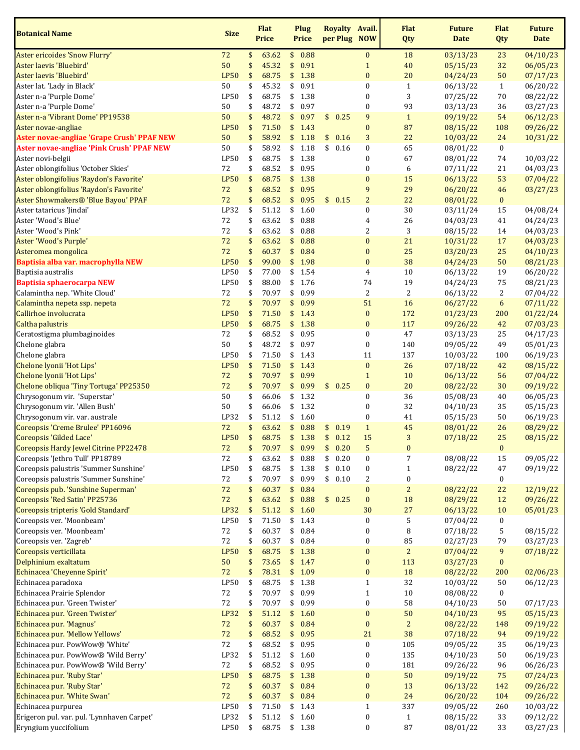| Botanical Name | Size | Flat Price | Plug Price | Royalty per Plug | Avail. NOW | Flat Qty | Future Date | Flat Qty | Future Date |
|---|---|---|---|---|---|---|---|---|---|
| Aster ericoides 'Snow Flurry' | 72 | $ 63.62 | $ 0.88 | | 0 | 18 | 03/13/23 | 23 | 04/10/23 |
| Aster laevis 'Bluebird' | 50 | $ 45.32 | $ 0.91 | | 1 | 40 | 05/15/23 | 32 | 06/05/23 |
| Aster laevis 'Bluebird' | LP50 | $ 68.75 | $ 1.38 | | 0 | 20 | 04/24/23 | 50 | 07/17/23 |
| Aster lat. 'Lady in Black' | 50 | $ 45.32 | $ 0.91 | | 0 | 1 | 06/13/22 | 1 | 06/20/22 |
| Aster n-a 'Purple Dome' | LP50 | $ 68.75 | $ 1.38 | | 0 | 3 | 07/25/22 | 70 | 08/22/22 |
| Aster n-a 'Purple Dome' | 50 | $ 48.72 | $ 0.97 | | 0 | 93 | 03/13/23 | 36 | 03/27/23 |
| Aster n-a 'Vibrant Dome' PP19538 | 50 | $ 48.72 | $ 0.97 | $ 0.25 | 9 | 1 | 09/19/22 | 54 | 06/12/23 |
| Aster novae-angliae | LP50 | $ 71.50 | $ 1.43 | | 0 | 87 | 08/15/22 | 108 | 09/26/22 |
| **Aster novae-angliae 'Grape Crush' PPAF NEW** | 50 | $ 58.92 | $ 1.18 | $ 0.16 | 3 | 22 | 10/03/22 | 24 | 10/31/22 |
| **Aster novae-angliae 'Pink Crush' PPAF NEW** | 50 | $ 58.92 | $ 1.18 | $ 0.16 | 0 | 65 | 08/01/22 | 0 | |
| Aster novi-belgii | LP50 | $ 68.75 | $ 1.38 | | 0 | 67 | 08/01/22 | 74 | 10/03/22 |
| Aster oblongifolius 'October Skies' | 72 | $ 68.52 | $ 0.95 | | 0 | 6 | 07/11/22 | 21 | 04/03/23 |
| Aster oblongifolius 'Raydon's Favorite' | LP50 | $ 68.75 | $ 1.38 | | 0 | 15 | 06/13/22 | 53 | 07/04/22 |
| Aster oblongifolius 'Raydon's Favorite' | 72 | $ 68.52 | $ 0.95 | | 9 | 29 | 06/20/22 | 46 | 03/27/23 |
| Aster Showmakers® 'Blue Bayou' PPAF | 72 | $ 68.52 | $ 0.95 | $ 0.15 | 2 | 22 | 08/01/22 | 0 | |
| Aster tataricus 'Jindai' | LP32 | $ 51.12 | $ 1.60 | | 0 | 30 | 03/11/24 | 15 | 04/08/24 |
| Aster 'Wood's Blue' | 72 | $ 63.62 | $ 0.88 | | 4 | 26 | 04/03/23 | 41 | 04/24/23 |
| Aster 'Wood's Pink' | 72 | $ 63.62 | $ 0.88 | | 2 | 3 | 08/15/22 | 14 | 04/03/23 |
| Aster 'Wood's Purple' | 72 | $ 63.62 | $ 0.88 | | 0 | 21 | 10/31/22 | 17 | 04/03/23 |
| Asteromea mongolica | 72 | $ 60.37 | $ 0.84 | | 0 | 25 | 03/20/23 | 25 | 04/10/23 |
| **Baptisia alba var. macrophylla NEW** | LP50 | $ 99.00 | $ 1.98 | | 0 | 38 | 04/24/23 | 50 | 08/21/23 |
| Baptisia australis | LP50 | $ 77.00 | $ 1.54 | | 4 | 10 | 06/13/22 | 19 | 06/20/22 |
| **Baptisia sphaerocarpa NEW** | LP50 | $ 88.00 | $ 1.76 | | 74 | 19 | 04/24/23 | 75 | 08/21/23 |
| Calamintha nep. 'White Cloud' | 72 | $ 70.97 | $ 0.99 | | 2 | 2 | 06/13/22 | 2 | 07/04/22 |
| Calamintha nepeta ssp. nepeta | 72 | $ 70.97 | $ 0.99 | | 51 | 16 | 06/27/22 | 6 | 07/11/22 |
| Callirhoe involucrata | LP50 | $ 71.50 | $ 1.43 | | 0 | 172 | 01/23/23 | 200 | 01/22/24 |
| Caltha palustris | LP50 | $ 68.75 | $ 1.38 | | 0 | 117 | 09/26/22 | 42 | 07/03/23 |
| Ceratostigma plumbaginoides | 72 | $ 68.52 | $ 0.95 | | 0 | 47 | 03/13/23 | 25 | 04/17/23 |
| Chelone glabra | 50 | $ 48.72 | $ 0.97 | | 0 | 140 | 09/05/22 | 49 | 05/01/23 |
| Chelone glabra | LP50 | $ 71.50 | $ 1.43 | | 11 | 137 | 10/03/22 | 100 | 06/19/23 |
| Chelone lyonii 'Hot Lips' | LP50 | $ 71.50 | $ 1.43 | | 0 | 26 | 07/18/22 | 42 | 08/15/22 |
| Chelone lyonii 'Hot Lips' | 72 | $ 70.97 | $ 0.99 | | 1 | 10 | 06/13/22 | 56 | 07/04/22 |
| Chelone obliqua 'Tiny Tortuga' PP25350 | 72 | $ 70.97 | $ 0.99 | $ 0.25 | 0 | 20 | 08/22/22 | 30 | 09/19/22 |
| Chrysogonum vir. 'Superstar' | 50 | $ 66.06 | $ 1.32 | | 0 | 36 | 05/08/23 | 40 | 06/05/23 |
| Chrysogonum vir. 'Allen Bush' | 50 | $ 66.06 | $ 1.32 | | 0 | 32 | 04/10/23 | 35 | 05/15/23 |
| Chrysogonum vir. var. australe | LP32 | $ 51.12 | $ 1.60 | | 0 | 41 | 05/15/23 | 50 | 06/19/23 |
| Coreopsis 'Creme Brulee' PP16096 | 72 | $ 63.62 | $ 0.88 | $ 0.19 | 1 | 45 | 08/01/22 | 26 | 08/29/22 |
| Coreopsis 'Gilded Lace' | LP50 | $ 68.75 | $ 1.38 | $ 0.12 | 15 | 3 | 07/18/22 | 25 | 08/15/22 |
| Coreopsis Hardy Jewel Citrine PP22478 | 72 | $ 70.97 | $ 0.99 | $ 0.20 | 5 | 0 | | 0 | |
| Coreopsis 'Jethro Tull' PP18789 | 72 | $ 63.62 | $ 0.88 | $ 0.20 | 0 | 7 | 08/08/22 | 15 | 09/05/22 |
| Coreopsis palustris 'Summer Sunshine' | LP50 | $ 68.75 | $ 1.38 | $ 0.10 | 0 | 1 | 08/22/22 | 47 | 09/19/22 |
| Coreopsis palustris 'Summer Sunshine' | 72 | $ 70.97 | $ 0.99 | $ 0.10 | 2 | 0 | | 0 | |
| Coreopsis pub. 'Sunshine Superman' | 72 | $ 60.37 | $ 0.84 | | 0 | 2 | 08/22/22 | 22 | 12/19/22 |
| Coreopsis 'Red Satin' PP25736 | 72 | $ 63.62 | $ 0.88 | $ 0.25 | 0 | 18 | 08/29/22 | 12 | 09/26/22 |
| Coreopsis tripteris 'Gold Standard' | LP32 | $ 51.12 | $ 1.60 | | 30 | 27 | 06/13/22 | 10 | 05/01/23 |
| Coreopsis ver. 'Moonbeam' | LP50 | $ 71.50 | $ 1.43 | | 0 | 5 | 07/04/22 | 0 | |
| Coreopsis ver. 'Moonbeam' | 72 | $ 60.37 | $ 0.84 | | 0 | 8 | 07/18/22 | 5 | 08/15/22 |
| Coreopsis ver. 'Zagreb' | 72 | $ 60.37 | $ 0.84 | | 0 | 85 | 02/27/23 | 79 | 03/27/23 |
| Coreopsis verticillata | LP50 | $ 68.75 | $ 1.38 | | 0 | 2 | 07/04/22 | 9 | 07/18/22 |
| Delphinium exaltatum | 50 | $ 73.65 | $ 1.47 | | 0 | 113 | 03/27/23 | 0 | |
| Echinacea 'Cheyenne Spirit' | 72 | $ 78.31 | $ 1.09 | | 0 | 18 | 08/22/22 | 200 | 02/06/23 |
| Echinacea paradoxa | LP50 | $ 68.75 | $ 1.38 | | 1 | 32 | 10/03/22 | 50 | 06/12/23 |
| Echinacea Prairie Splendor | 72 | $ 70.97 | $ 0.99 | | 1 | 10 | 08/08/22 | 0 | |
| Echinacea pur. 'Green Twister' | 72 | $ 70.97 | $ 0.99 | | 0 | 58 | 04/10/23 | 50 | 07/17/23 |
| Echinacea pur. 'Green Twister' | LP32 | $ 51.12 | $ 1.60 | | 0 | 50 | 04/10/23 | 95 | 05/15/23 |
| Echinacea pur. 'Magnus' | 72 | $ 60.37 | $ 0.84 | | 0 | 2 | 08/22/22 | 148 | 09/19/22 |
| Echinacea pur. 'Mellow Yellows' | 72 | $ 68.52 | $ 0.95 | | 21 | 38 | 07/18/22 | 94 | 09/19/22 |
| Echinacea pur. PowWow® 'White' | 72 | $ 68.52 | $ 0.95 | | 0 | 105 | 09/05/22 | 35 | 06/19/23 |
| Echinacea pur. PowWow® 'Wild Berry' | LP32 | $ 51.12 | $ 1.60 | | 0 | 135 | 04/10/23 | 50 | 06/19/23 |
| Echinacea pur. PowWow® 'Wild Berry' | 72 | $ 68.52 | $ 0.95 | | 0 | 181 | 09/26/22 | 96 | 06/26/23 |
| Echinacea pur. 'Ruby Star' | LP50 | $ 68.75 | $ 1.38 | | 0 | 50 | 09/19/22 | 75 | 07/24/23 |
| Echinacea pur. 'Ruby Star' | 72 | $ 60.37 | $ 0.84 | | 0 | 13 | 06/13/22 | 142 | 09/26/22 |
| Echinacea pur. 'White Swan' | 72 | $ 60.37 | $ 0.84 | | 0 | 24 | 06/20/22 | 104 | 09/26/22 |
| Echinacea purpurea | LP50 | $ 71.50 | $ 1.43 | | 1 | 337 | 09/05/22 | 260 | 10/03/22 |
| Erigeron pul. var. pul. 'Lynnhaven Carpet' | LP32 | $ 51.12 | $ 1.60 | | 0 | 1 | 08/15/22 | 33 | 09/12/22 |
| Eryngium yuccifolium | LP50 | $ 68.75 | $ 1.38 | | 0 | 87 | 08/01/22 | 33 | 03/27/23 |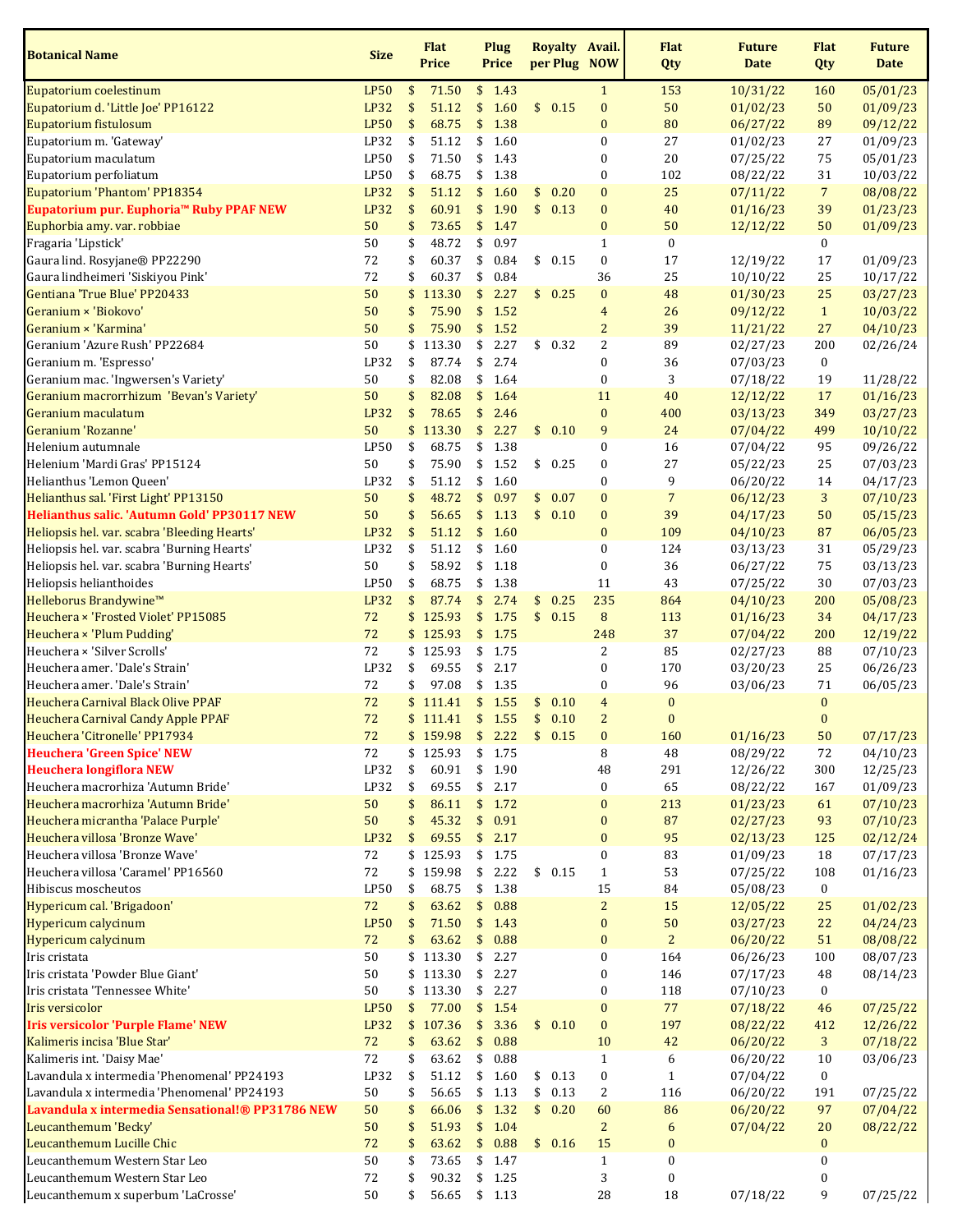| Botanical Name | Size | Flat Price | Plug Price | Royalty per Plug | Avail. NOW | Flat Qty | Future Date | Flat Qty | Future Date |
|---|---|---|---|---|---|---|---|---|---|
| Eupatorium coelestinum | LP50 | $ 71.50 | $ 1.43 | | 1 | 153 | 10/31/22 | 160 | 05/01/23 |
| Eupatorium d. 'Little Joe' PP16122 | LP32 | $ 51.12 | $ 1.60 | $ 0.15 | 0 | 50 | 01/02/23 | 50 | 01/09/23 |
| Eupatorium fistulosum | LP50 | $ 68.75 | $ 1.38 | | 0 | 80 | 06/27/22 | 89 | 09/12/22 |
| Eupatorium m. 'Gateway' | LP32 | $ 51.12 | $ 1.60 | | 0 | 27 | 01/02/23 | 27 | 01/09/23 |
| Eupatorium maculatum | LP50 | $ 71.50 | $ 1.43 | | 0 | 20 | 07/25/22 | 75 | 05/01/23 |
| Eupatorium perfoliatum | LP50 | $ 68.75 | $ 1.38 | | 0 | 102 | 08/22/22 | 31 | 10/03/22 |
| Eupatorium 'Phantom' PP18354 | LP32 | $ 51.12 | $ 1.60 | $ 0.20 | 0 | 25 | 07/11/22 | 7 | 08/08/22 |
| **Eupatorium pur. Euphoria™ Ruby PPAF NEW** | LP32 | $ 60.91 | $ 1.90 | $ 0.13 | 0 | 40 | 01/16/23 | 39 | 01/23/23 |
| Euphorbia amy. var. robbiae | 50 | $ 73.65 | $ 1.47 | | 0 | 50 | 12/12/22 | 50 | 01/09/23 |
| Fragaria 'Lipstick' | 50 | $ 48.72 | $ 0.97 | | 1 | 0 | | 0 | |
| Gaura lind. Rosyjane® PP22290 | 72 | $ 60.37 | $ 0.84 | $ 0.15 | 0 | 17 | 12/19/22 | 17 | 01/09/23 |
| Gaura lindheimeri 'Siskiyou Pink' | 72 | $ 60.37 | $ 0.84 | | 36 | 25 | 10/10/22 | 25 | 10/17/22 |
| Gentiana 'True Blue' PP20433 | 50 | $ 113.30 | $ 2.27 | $ 0.25 | 0 | 48 | 01/30/23 | 25 | 03/27/23 |
| Geranium × 'Biokovo' | 50 | $ 75.90 | $ 1.52 | | 4 | 26 | 09/12/22 | 1 | 10/03/22 |
| Geranium × 'Karmina' | 50 | $ 75.90 | $ 1.52 | | 2 | 39 | 11/21/22 | 27 | 04/10/23 |
| Geranium 'Azure Rush' PP22684 | 50 | $ 113.30 | $ 2.27 | $ 0.32 | 2 | 89 | 02/27/23 | 200 | 02/26/24 |
| Geranium m. 'Espresso' | LP32 | $ 87.74 | $ 2.74 | | 0 | 36 | 07/03/23 | 0 | |
| Geranium mac. 'Ingwersen's Variety' | 50 | $ 82.08 | $ 1.64 | | 0 | 3 | 07/18/22 | 19 | 11/28/22 |
| Geranium macrorrhizum 'Bevan's Variety' | 50 | $ 82.08 | $ 1.64 | | 11 | 40 | 12/12/22 | 17 | 01/16/23 |
| Geranium maculatum | LP32 | $ 78.65 | $ 2.46 | | 0 | 400 | 03/13/23 | 349 | 03/27/23 |
| Geranium 'Rozanne' | 50 | $ 113.30 | $ 2.27 | $ 0.10 | 9 | 24 | 07/04/22 | 499 | 10/10/22 |
| Helenium autumnale | LP50 | $ 68.75 | $ 1.38 | | 0 | 16 | 07/04/22 | 95 | 09/26/22 |
| Helenium 'Mardi Gras' PP15124 | 50 | $ 75.90 | $ 1.52 | $ 0.25 | 0 | 27 | 05/22/23 | 25 | 07/03/23 |
| Helianthus 'Lemon Queen' | LP32 | $ 51.12 | $ 1.60 | | 0 | 9 | 06/20/22 | 14 | 04/17/23 |
| Helianthus sal. 'First Light' PP13150 | 50 | $ 48.72 | $ 0.97 | $ 0.07 | 0 | 7 | 06/12/23 | 3 | 07/10/23 |
| **Helianthus salic. 'Autumn Gold' PP30117 NEW** | 50 | $ 56.65 | $ 1.13 | $ 0.10 | 0 | 39 | 04/17/23 | 50 | 05/15/23 |
| Heliopsis hel. var. scabra 'Bleeding Hearts' | LP32 | $ 51.12 | $ 1.60 | | 0 | 109 | 04/10/23 | 87 | 06/05/23 |
| Heliopsis hel. var. scabra 'Burning Hearts' | LP32 | $ 51.12 | $ 1.60 | | 0 | 124 | 03/13/23 | 31 | 05/29/23 |
| Heliopsis hel. var. scabra 'Burning Hearts' | 50 | $ 58.92 | $ 1.18 | | 0 | 36 | 06/27/22 | 75 | 03/13/23 |
| Heliopsis helianthoides | LP50 | $ 68.75 | $ 1.38 | | 11 | 43 | 07/25/22 | 30 | 07/03/23 |
| Helleborus Brandywine™ | LP32 | $ 87.74 | $ 2.74 | $ 0.25 | 235 | 864 | 04/10/23 | 200 | 05/08/23 |
| Heuchera × 'Frosted Violet' PP15085 | 72 | $ 125.93 | $ 1.75 | $ 0.15 | 8 | 113 | 01/16/23 | 34 | 04/17/23 |
| Heuchera × 'Plum Pudding' | 72 | $ 125.93 | $ 1.75 | | 248 | 37 | 07/04/22 | 200 | 12/19/22 |
| Heuchera × 'Silver Scrolls' | 72 | $ 125.93 | $ 1.75 | | 2 | 85 | 02/27/23 | 88 | 07/10/23 |
| Heuchera amer. 'Dale's Strain' | LP32 | $ 69.55 | $ 2.17 | | 0 | 170 | 03/20/23 | 25 | 06/26/23 |
| Heuchera amer. 'Dale's Strain' | 72 | $ 97.08 | $ 1.35 | | 0 | 96 | 03/06/23 | 71 | 06/05/23 |
| Heuchera Carnival Black Olive PPAF | 72 | $ 111.41 | $ 1.55 | $ 0.10 | 4 | 0 | | 0 | |
| Heuchera Carnival Candy Apple PPAF | 72 | $ 111.41 | $ 1.55 | $ 0.10 | 2 | 0 | | 0 | |
| Heuchera 'Citronelle' PP17934 | 72 | $ 159.98 | $ 2.22 | $ 0.15 | 0 | 160 | 01/16/23 | 50 | 07/17/23 |
| **Heuchera 'Green Spice' NEW** | 72 | $ 125.93 | $ 1.75 | | 8 | 48 | 08/29/22 | 72 | 04/10/23 |
| **Heuchera longiflora NEW** | LP32 | $ 60.91 | $ 1.90 | | 48 | 291 | 12/26/22 | 300 | 12/25/23 |
| Heuchera macrorhiza 'Autumn Bride' | LP32 | $ 69.55 | $ 2.17 | | 0 | 65 | 08/22/22 | 167 | 01/09/23 |
| Heuchera macrorhiza 'Autumn Bride' | 50 | $ 86.11 | $ 1.72 | | 0 | 213 | 01/23/23 | 61 | 07/10/23 |
| Heuchera micrantha 'Palace Purple' | 50 | $ 45.32 | $ 0.91 | | 0 | 87 | 02/27/23 | 93 | 07/10/23 |
| Heuchera villosa 'Bronze Wave' | LP32 | $ 69.55 | $ 2.17 | | 0 | 95 | 02/13/23 | 125 | 02/12/24 |
| Heuchera villosa 'Bronze Wave' | 72 | $ 125.93 | $ 1.75 | | 0 | 83 | 01/09/23 | 18 | 07/17/23 |
| Heuchera villosa 'Caramel' PP16560 | 72 | $ 159.98 | $ 2.22 | $ 0.15 | 1 | 53 | 07/25/22 | 108 | 01/16/23 |
| Hibiscus moscheutos | LP50 | $ 68.75 | $ 1.38 | | 15 | 84 | 05/08/23 | 0 | |
| Hypericum cal. 'Brigadoon' | 72 | $ 63.62 | $ 0.88 | | 2 | 15 | 12/05/22 | 25 | 01/02/23 |
| Hypericum calycinum | LP50 | $ 71.50 | $ 1.43 | | 0 | 50 | 03/27/23 | 22 | 04/24/23 |
| Hypericum calycinum | 72 | $ 63.62 | $ 0.88 | | 0 | 2 | 06/20/22 | 51 | 08/08/22 |
| Iris cristata | 50 | $ 113.30 | $ 2.27 | | 0 | 164 | 06/26/23 | 100 | 08/07/23 |
| Iris cristata 'Powder Blue Giant' | 50 | $ 113.30 | $ 2.27 | | 0 | 146 | 07/17/23 | 48 | 08/14/23 |
| Iris cristata 'Tennessee White' | 50 | $ 113.30 | $ 2.27 | | 0 | 118 | 07/10/23 | 0 | |
| Iris versicolor | LP50 | $ 77.00 | $ 1.54 | | 0 | 77 | 07/18/22 | 46 | 07/25/22 |
| **Iris versicolor 'Purple Flame' NEW** | LP32 | $ 107.36 | $ 3.36 | $ 0.10 | 0 | 197 | 08/22/22 | 412 | 12/26/22 |
| Kalimeris incisa 'Blue Star' | 72 | $ 63.62 | $ 0.88 | | 10 | 42 | 06/20/22 | 3 | 07/18/22 |
| Kalimeris int. 'Daisy Mae' | 72 | $ 63.62 | $ 0.88 | | 1 | 6 | 06/20/22 | 10 | 03/06/23 |
| Lavandula x intermedia 'Phenomenal' PP24193 | LP32 | $ 51.12 | $ 1.60 | $ 0.13 | 0 | 1 | 07/04/22 | 0 | |
| Lavandula x intermedia 'Phenomenal' PP24193 | 50 | $ 56.65 | $ 1.13 | $ 0.13 | 2 | 116 | 06/20/22 | 191 | 07/25/22 |
| **Lavandula x intermedia Sensational!® PP31786 NEW** | 50 | $ 66.06 | $ 1.32 | $ 0.20 | 60 | 86 | 06/20/22 | 97 | 07/04/22 |
| Leucanthemum 'Becky' | 50 | $ 51.93 | $ 1.04 | | 2 | 6 | 07/04/22 | 20 | 08/22/22 |
| Leucanthemum Lucille Chic | 72 | $ 63.62 | $ 0.88 | $ 0.16 | 15 | 0 | | 0 | |
| Leucanthemum Western Star Leo | 50 | $ 73.65 | $ 1.47 | | 1 | 0 | | 0 | |
| Leucanthemum Western Star Leo | 72 | $ 90.32 | $ 1.25 | | 3 | 0 | | 0 | |
| Leucanthemum x superbum 'LaCrosse' | 50 | $ 56.65 | $ 1.13 | | 28 | 18 | 07/18/22 | 9 | 07/25/22 |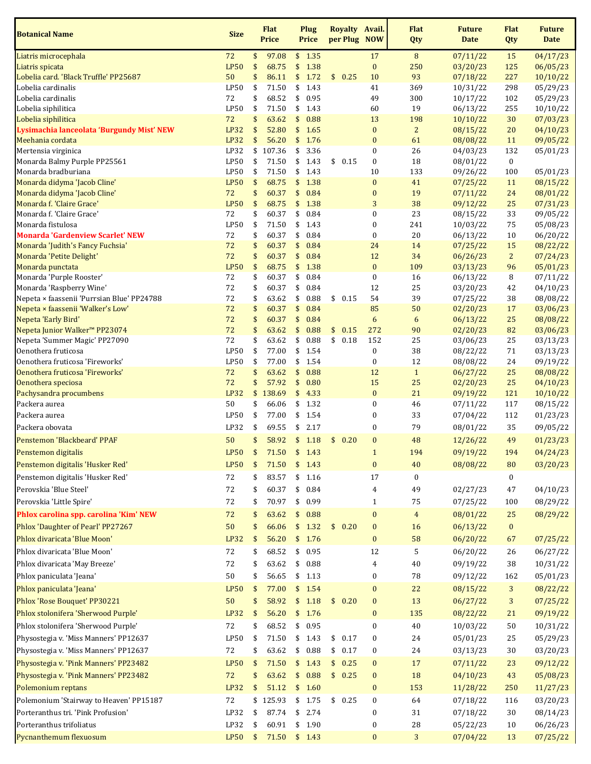| Botanical Name | Size | Flat Price | Plug Price | Royalty per Plug | Avail. NOW | Flat Qty | Future Date | Flat Qty | Future Date |
|---|---|---|---|---|---|---|---|---|---|
| Liatris microcephala | 72 | $ 97.08 | $ 1.35 | | 17 | 8 | 07/11/22 | 15 | 04/17/23 |
| Liatris spicata | LP50 | $ 68.75 | $ 1.38 | | 0 | 250 | 03/20/23 | 125 | 06/05/23 |
| Lobelia card. 'Black Truffle' PP25687 | 50 | $ 86.11 | $ 1.72 | $ 0.25 | 10 | 93 | 07/18/22 | 227 | 10/10/22 |
| Lobelia cardinalis | LP50 | $ 71.50 | $ 1.43 | | 41 | 369 | 10/31/22 | 298 | 05/29/23 |
| Lobelia cardinalis | 72 | $ 68.52 | $ 0.95 | | 49 | 300 | 10/17/22 | 102 | 05/29/23 |
| Lobelia siphilitica | LP50 | $ 71.50 | $ 1.43 | | 60 | 19 | 06/13/22 | 255 | 10/10/22 |
| Lobelia siphilitica | 72 | $ 63.62 | $ 0.88 | | 13 | 198 | 10/10/22 | 30 | 07/03/23 |
| **Lysimachia lanceolata 'Burgundy Mist' NEW** | LP32 | $ 52.80 | $ 1.65 | | 0 | 2 | 08/15/22 | 20 | 04/10/23 |
| Meehania cordata | LP32 | $ 56.20 | $ 1.76 | | 0 | 61 | 08/08/22 | 11 | 09/05/22 |
| Mertensia virginica | LP32 | $ 107.36 | $ 3.36 | | 0 | 26 | 04/03/23 | 132 | 05/01/23 |
| Monarda Balmy Purple PP25561 | LP50 | $ 71.50 | $ 1.43 | $ 0.15 | 0 | 18 | 08/01/22 | 0 | |
| Monarda bradburiana | LP50 | $ 71.50 | $ 1.43 | | 10 | 133 | 09/26/22 | 100 | 05/01/23 |
| Monarda didyma 'Jacob Cline' | LP50 | $ 68.75 | $ 1.38 | | 0 | 41 | 07/25/22 | 11 | 08/15/22 |
| Monarda didyma 'Jacob Cline' | 72 | $ 60.37 | $ 0.84 | | 0 | 19 | 07/11/22 | 24 | 08/01/22 |
| Monarda f. 'Claire Grace' | LP50 | $ 68.75 | $ 1.38 | | 3 | 38 | 09/12/22 | 25 | 07/31/23 |
| Monarda f. 'Claire Grace' | 72 | $ 60.37 | $ 0.84 | | 0 | 23 | 08/15/22 | 33 | 09/05/22 |
| Monarda fistulosa | LP50 | $ 71.50 | $ 1.43 | | 0 | 241 | 10/03/22 | 75 | 05/08/23 |
| **Monarda 'Gardenview Scarlet' NEW** | 72 | $ 60.37 | $ 0.84 | | 0 | 20 | 06/13/22 | 10 | 06/20/22 |
| Monarda 'Judith's Fancy Fuchsia' | 72 | $ 60.37 | $ 0.84 | | 24 | 14 | 07/25/22 | 15 | 08/22/22 |
| Monarda 'Petite Delight' | 72 | $ 60.37 | $ 0.84 | | 12 | 34 | 06/26/23 | 2 | 07/24/23 |
| Monarda punctata | LP50 | $ 68.75 | $ 1.38 | | 0 | 109 | 03/13/23 | 96 | 05/01/23 |
| Monarda 'Purple Rooster' | 72 | $ 60.37 | $ 0.84 | | 0 | 16 | 06/13/22 | 8 | 07/11/22 |
| Monarda 'Raspberry Wine' | 72 | $ 60.37 | $ 0.84 | | 12 | 25 | 03/20/23 | 42 | 04/10/23 |
| Nepeta × faassenii 'Purrsian Blue' PP24788 | 72 | $ 63.62 | $ 0.88 | $ 0.15 | 54 | 39 | 07/25/22 | 38 | 08/08/22 |
| Nepeta × faassenii 'Walker's Low' | 72 | $ 60.37 | $ 0.84 | | 85 | 50 | 02/20/23 | 17 | 03/06/23 |
| Nepeta 'Early Bird' | 72 | $ 60.37 | $ 0.84 | | 6 | 6 | 06/13/22 | 25 | 08/08/22 |
| Nepeta Junior Walker™ PP23074 | 72 | $ 63.62 | $ 0.88 | $ 0.15 | 272 | 90 | 02/20/23 | 82 | 03/06/23 |
| Nepeta 'Summer Magic' PP27090 | 72 | $ 63.62 | $ 0.88 | $ 0.18 | 152 | 25 | 03/06/23 | 25 | 03/13/23 |
| Oenothera fruticosa | LP50 | $ 77.00 | $ 1.54 | | 0 | 38 | 08/22/22 | 71 | 03/13/23 |
| Oenothera fruticosa 'Fireworks' | LP50 | $ 77.00 | $ 1.54 | | 0 | 12 | 08/08/22 | 24 | 09/19/22 |
| Oenothera fruticosa 'Fireworks' | 72 | $ 63.62 | $ 0.88 | | 12 | 1 | 06/27/22 | 25 | 08/08/22 |
| Oenothera speciosa | 72 | $ 57.92 | $ 0.80 | | 15 | 25 | 02/20/23 | 25 | 04/10/23 |
| Pachysandra procumbens | LP32 | $ 138.69 | $ 4.33 | | 0 | 21 | 09/19/22 | 121 | 10/10/22 |
| Packera aurea | 50 | $ 66.06 | $ 1.32 | | 0 | 46 | 07/11/22 | 117 | 08/15/22 |
| Packera aurea | LP50 | $ 77.00 | $ 1.54 | | 0 | 33 | 07/04/22 | 112 | 01/23/23 |
| Packera obovata | LP32 | $ 69.55 | $ 2.17 | | 0 | 79 | 08/01/22 | 35 | 09/05/22 |
| Penstemon 'Blackbeard' PPAF | 50 | $ 58.92 | $ 1.18 | $ 0.20 | 0 | 48 | 12/26/22 | 49 | 01/23/23 |
| Penstemon digitalis | LP50 | $ 71.50 | $ 1.43 | | 1 | 194 | 09/19/22 | 194 | 04/24/23 |
| Penstemon digitalis 'Husker Red' | LP50 | $ 71.50 | $ 1.43 | | 0 | 40 | 08/08/22 | 80 | 03/20/23 |
| Penstemon digitalis 'Husker Red' | 72 | $ 83.57 | $ 1.16 | | 17 | 0 | | 0 | |
| Perovskia 'Blue Steel' | 72 | $ 60.37 | $ 0.84 | | 4 | 49 | 02/27/23 | 47 | 04/10/23 |
| Perovskia 'Little Spire' | 72 | $ 70.97 | $ 0.99 | | 1 | 75 | 07/25/22 | 100 | 08/29/22 |
| **Phlox carolina spp. carolina 'Kim' NEW** | 72 | $ 63.62 | $ 0.88 | | 0 | 4 | 08/01/22 | 25 | 08/29/22 |
| Phlox 'Daughter of Pearl' PP27267 | 50 | $ 66.06 | $ 1.32 | $ 0.20 | 0 | 16 | 06/13/22 | 0 | |
| Phlox divaricata 'Blue Moon' | LP32 | $ 56.20 | $ 1.76 | | 0 | 58 | 06/20/22 | 67 | 07/25/22 |
| Phlox divaricata 'Blue Moon' | 72 | $ 68.52 | $ 0.95 | | 12 | 5 | 06/20/22 | 26 | 06/27/22 |
| Phlox divaricata 'May Breeze' | 72 | $ 63.62 | $ 0.88 | | 4 | 40 | 09/19/22 | 38 | 10/31/22 |
| Phlox paniculata 'Jeana' | 50 | $ 56.65 | $ 1.13 | | 0 | 78 | 09/12/22 | 162 | 05/01/23 |
| Phlox paniculata 'Jeana' | LP50 | $ 77.00 | $ 1.54 | | 0 | 22 | 08/15/22 | 3 | 08/22/22 |
| Phlox 'Rose Bouquet' PP30221 | 50 | $ 58.92 | $ 1.18 | $ 0.20 | 0 | 13 | 06/27/22 | 3 | 07/25/22 |
| Phlox stolonifera 'Sherwood Purple' | LP32 | $ 56.20 | $ 1.76 | | 0 | 135 | 08/22/22 | 21 | 09/19/22 |
| Phlox stolonifera 'Sherwood Purple' | 72 | $ 68.52 | $ 0.95 | | 0 | 40 | 10/03/22 | 50 | 10/31/22 |
| Physostegia v. 'Miss Manners' PP12637 | LP50 | $ 71.50 | $ 1.43 | $ 0.17 | 0 | 24 | 05/01/23 | 25 | 05/29/23 |
| Physostegia v. 'Miss Manners' PP12637 | 72 | $ 63.62 | $ 0.88 | $ 0.17 | 0 | 24 | 03/13/23 | 30 | 03/20/23 |
| Physostegia v. 'Pink Manners' PP23482 | LP50 | $ 71.50 | $ 1.43 | $ 0.25 | 0 | 17 | 07/11/22 | 23 | 09/12/22 |
| Physostegia v. 'Pink Manners' PP23482 | 72 | $ 63.62 | $ 0.88 | $ 0.25 | 0 | 18 | 04/10/23 | 43 | 05/08/23 |
| Polemonium reptans | LP32 | $ 51.12 | $ 1.60 | | 0 | 153 | 11/28/22 | 250 | 11/27/23 |
| Polemonium 'Stairway to Heaven' PP15187 | 72 | $ 125.93 | $ 1.75 | $ 0.25 | 0 | 64 | 07/18/22 | 116 | 03/20/23 |
| Porteranthus tri. 'Pink Profusion' | LP32 | $ 87.74 | $ 2.74 | | 0 | 31 | 07/18/22 | 30 | 08/14/23 |
| Porteranthus trifoliatus | LP32 | $ 60.91 | $ 1.90 | | 0 | 28 | 05/22/23 | 10 | 06/26/23 |
| Pycnanthemum flexuosum | LP50 | $ 71.50 | $ 1.43 | | 0 | 3 | 07/04/22 | 13 | 07/25/22 |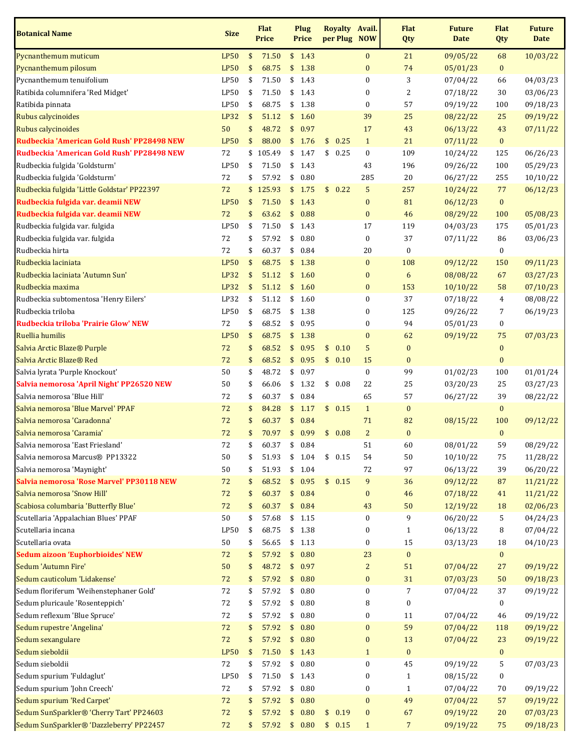| Botanical Name | Size | Flat Price | Plug Price | Royalty per Plug | Avail. NOW | Flat Qty | Future Date | Flat Qty | Future Date |
|---|---|---|---|---|---|---|---|---|---|
| Pycnanthemum muticum | LP50 | $ 71.50 | $ 1.43 | | 0 | 21 | 09/05/22 | 68 | 10/03/22 |
| Pycnanthemum pilosum | LP50 | $ 68.75 | $ 1.38 | | 0 | 74 | 05/01/23 | 0 | |
| Pycnanthemum tenuifolium | LP50 | $ 71.50 | $ 1.43 | | 0 | 3 | 07/04/22 | 66 | 04/03/23 |
| Ratibida columnifera 'Red Midget' | LP50 | $ 71.50 | $ 1.43 | | 0 | 2 | 07/18/22 | 30 | 03/06/23 |
| Ratibida pinnata | LP50 | $ 68.75 | $ 1.38 | | 0 | 57 | 09/19/22 | 100 | 09/18/23 |
| Rubus calycinoides | LP32 | $ 51.12 | $ 1.60 | | 39 | 25 | 08/22/22 | 25 | 09/19/22 |
| Rubus calycinoides | 50 | $ 48.72 | $ 0.97 | | 17 | 43 | 06/13/22 | 43 | 07/11/22 |
| **Rudbeckia 'American Gold Rush' PP28498 NEW** | LP50 | $ 88.00 | $ 1.76 | $ 0.25 | 1 | 21 | 07/11/22 | 0 | |
| **Rudbeckia 'American Gold Rush' PP28498 NEW** | 72 | $ 105.49 | $ 1.47 | $ 0.25 | 0 | 109 | 10/24/22 | 125 | 06/26/23 |
| Rudbeckia fulgida 'Goldsturm' | LP50 | $ 71.50 | $ 1.43 | | 43 | 196 | 09/26/22 | 100 | 05/29/23 |
| Rudbeckia fulgida 'Goldsturm' | 72 | $ 57.92 | $ 0.80 | | 285 | 20 | 06/27/22 | 255 | 10/10/22 |
| Rudbeckia fulgida 'Little Goldstar' PP22397 | 72 | $ 125.93 | $ 1.75 | $ 0.22 | 5 | 257 | 10/24/22 | 77 | 06/12/23 |
| **Rudbeckia fulgida var. deamii NEW** | LP50 | $ 71.50 | $ 1.43 | | 0 | 81 | 06/12/23 | 0 | |
| **Rudbeckia fulgida var. deamii NEW** | 72 | $ 63.62 | $ 0.88 | | 0 | 46 | 08/29/22 | 100 | 05/08/23 |
| Rudbeckia fulgida var. fulgida | LP50 | $ 71.50 | $ 1.43 | | 17 | 119 | 04/03/23 | 175 | 05/01/23 |
| Rudbeckia fulgida var. fulgida | 72 | $ 57.92 | $ 0.80 | | 0 | 37 | 07/11/22 | 86 | 03/06/23 |
| Rudbeckia hirta | 72 | $ 60.37 | $ 0.84 | | 20 | 0 | | 0 | |
| Rudbeckia laciniata | LP50 | $ 68.75 | $ 1.38 | | 0 | 108 | 09/12/22 | 150 | 09/11/23 |
| Rudbeckia laciniata 'Autumn Sun' | LP32 | $ 51.12 | $ 1.60 | | 0 | 6 | 08/08/22 | 67 | 03/27/23 |
| Rudbeckia maxima | LP32 | $ 51.12 | $ 1.60 | | 0 | 153 | 10/10/22 | 58 | 07/10/23 |
| Rudbeckia subtomentosa 'Henry Eilers' | LP32 | $ 51.12 | $ 1.60 | | 0 | 37 | 07/18/22 | 4 | 08/08/22 |
| Rudbeckia triloba | LP50 | $ 68.75 | $ 1.38 | | 0 | 125 | 09/26/22 | 7 | 06/19/23 |
| **Rudbeckia triloba 'Prairie Glow' NEW** | 72 | $ 68.52 | $ 0.95 | | 0 | 94 | 05/01/23 | 0 | |
| Ruellia humilis | LP50 | $ 68.75 | $ 1.38 | | 0 | 62 | 09/19/22 | 75 | 07/03/23 |
| Salvia Arctic Blaze® Purple | 72 | $ 68.52 | $ 0.95 | $ 0.10 | 5 | 0 | | 0 | |
| Salvia Arctic Blaze® Red | 72 | $ 68.52 | $ 0.95 | $ 0.10 | 15 | 0 | | 0 | |
| Salvia lyrata 'Purple Knockout' | 50 | $ 48.72 | $ 0.97 | | 0 | 99 | 01/02/23 | 100 | 01/01/24 |
| **Salvia nemorosa 'April Night' PP26520 NEW** | 50 | $ 66.06 | $ 1.32 | $ 0.08 | 22 | 25 | 03/20/23 | 25 | 03/27/23 |
| Salvia nemorosa 'Blue Hill' | 72 | $ 60.37 | $ 0.84 | | 65 | 57 | 06/27/22 | 39 | 08/22/22 |
| Salvia nemorosa 'Blue Marvel' PPAF | 72 | $ 84.28 | $ 1.17 | $ 0.15 | 1 | 0 | | 0 | |
| Salvia nemorosa 'Caradonna' | 72 | $ 60.37 | $ 0.84 | | 71 | 82 | 08/15/22 | 100 | 09/12/22 |
| Salvia nemorosa 'Caramia' | 72 | $ 70.97 | $ 0.99 | $ 0.08 | 2 | 0 | | 0 | |
| Salvia nemorosa 'East Friesland' | 72 | $ 60.37 | $ 0.84 | | 51 | 60 | 08/01/22 | 59 | 08/29/22 |
| Salvia nemorosa Marcus® PP13322 | 50 | $ 51.93 | $ 1.04 | $ 0.15 | 54 | 50 | 10/10/22 | 75 | 11/28/22 |
| Salvia nemorosa 'Maynight' | 50 | $ 51.93 | $ 1.04 | | 72 | 97 | 06/13/22 | 39 | 06/20/22 |
| **Salvia nemorosa 'Rose Marvel' PP30118 NEW** | 72 | $ 68.52 | $ 0.95 | $ 0.15 | 9 | 36 | 09/12/22 | 87 | 11/21/22 |
| Salvia nemorosa 'Snow Hill' | 72 | $ 60.37 | $ 0.84 | | 0 | 46 | 07/18/22 | 41 | 11/21/22 |
| Scabiosa columbaria 'Butterfly Blue' | 72 | $ 60.37 | $ 0.84 | | 43 | 50 | 12/19/22 | 18 | 02/06/23 |
| Scutellaria 'Appalachian Blues' PPAF | 50 | $ 57.68 | $ 1.15 | | 0 | 9 | 06/20/22 | 5 | 04/24/23 |
| Scutellaria incana | LP50 | $ 68.75 | $ 1.38 | | 0 | 1 | 06/13/22 | 8 | 07/04/22 |
| Scutellaria ovata | 50 | $ 56.65 | $ 1.13 | | 0 | 15 | 03/13/23 | 18 | 04/10/23 |
| **Sedum aizoon 'Euphorbioides' NEW** | 72 | $ 57.92 | $ 0.80 | | 23 | 0 | | 0 | |
| Sedum 'Autumn Fire' | 50 | $ 48.72 | $ 0.97 | | 2 | 51 | 07/04/22 | 27 | 09/19/22 |
| Sedum cauticolum 'Lidakense' | 72 | $ 57.92 | $ 0.80 | | 0 | 31 | 07/03/23 | 50 | 09/18/23 |
| Sedum floriferum 'Weihenstephaner Gold' | 72 | $ 57.92 | $ 0.80 | | 0 | 7 | 07/04/22 | 37 | 09/19/22 |
| Sedum pluricaule 'Rosenteppich' | 72 | $ 57.92 | $ 0.80 | | 8 | 0 | | 0 | |
| Sedum reflexum 'Blue Spruce' | 72 | $ 57.92 | $ 0.80 | | 0 | 11 | 07/04/22 | 46 | 09/19/22 |
| Sedum rupestre 'Angelina' | 72 | $ 57.92 | $ 0.80 | | 0 | 59 | 07/04/22 | 118 | 09/19/22 |
| Sedum sexangulare | 72 | $ 57.92 | $ 0.80 | | 0 | 13 | 07/04/22 | 23 | 09/19/22 |
| Sedum sieboldii | LP50 | $ 71.50 | $ 1.43 | | 1 | 0 | | 0 | |
| Sedum sieboldii | 72 | $ 57.92 | $ 0.80 | | 0 | 45 | 09/19/22 | 5 | 07/03/23 |
| Sedum spurium 'Fuldaglut' | LP50 | $ 71.50 | $ 1.43 | | 0 | 1 | 08/15/22 | 0 | |
| Sedum spurium 'John Creech' | 72 | $ 57.92 | $ 0.80 | | 0 | 1 | 07/04/22 | 70 | 09/19/22 |
| Sedum spurium 'Red Carpet' | 72 | $ 57.92 | $ 0.80 | | 0 | 49 | 07/04/22 | 57 | 09/19/22 |
| Sedum SunSparkler® 'Cherry Tart' PP24603 | 72 | $ 57.92 | $ 0.80 | $ 0.19 | 0 | 67 | 09/19/22 | 20 | 07/03/23 |
| Sedum SunSparkler® 'Dazzleberry' PP22457 | 72 | $ 57.92 | $ 0.80 | $ 0.15 | 1 | 7 | 09/19/22 | 75 | 09/18/23 |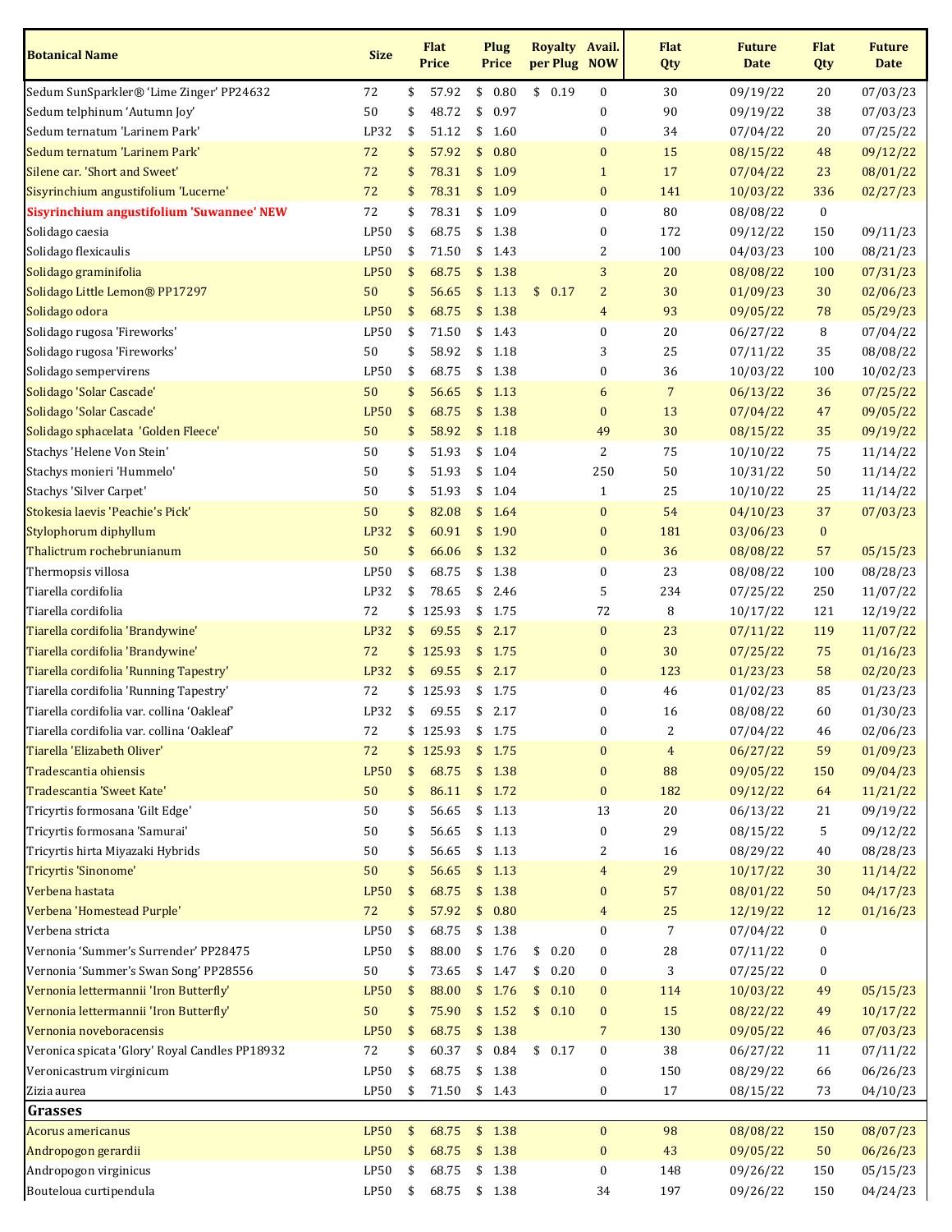| Botanical Name | Size | Flat Price | Plug Price | Royalty per Plug | Avail. NOW | Flat Qty | Future Date | Flat Qty | Future Date |
|---|---|---|---|---|---|---|---|---|---|
| Sedum SunSparkler® 'Lime Zinger' PP24632 | 72 | $ 57.92 | $ 0.80 | $ 0.19 | 0 | 30 | 09/19/22 | 20 | 07/03/23 |
| Sedum telphinum 'Autumn Joy' | 50 | $ 48.72 | $ 0.97 | | 0 | 90 | 09/19/22 | 38 | 07/03/23 |
| Sedum ternatum 'Larinem Park' | LP32 | $ 51.12 | $ 1.60 | | 0 | 34 | 07/04/22 | 20 | 07/25/22 |
| Sedum ternatum 'Larinem Park' | 72 | $ 57.92 | $ 0.80 | | 0 | 15 | 08/15/22 | 48 | 09/12/22 |
| Silene car. 'Short and Sweet' | 72 | $ 78.31 | $ 1.09 | | 1 | 17 | 07/04/22 | 23 | 08/01/22 |
| Sisyrinchium angustifolium 'Lucerne' | 72 | $ 78.31 | $ 1.09 | | 0 | 141 | 10/03/22 | 336 | 02/27/23 |
| **Sisyrinchium angustifolium 'Suwannee' NEW** | 72 | $ 78.31 | $ 1.09 | | 0 | 80 | 08/08/22 | 0 | |
| Solidago caesia | LP50 | $ 68.75 | $ 1.38 | | 0 | 172 | 09/12/22 | 150 | 09/11/23 |
| Solidago flexicaulis | LP50 | $ 71.50 | $ 1.43 | | 2 | 100 | 04/03/23 | 100 | 08/21/23 |
| Solidago graminifolia | LP50 | $ 68.75 | $ 1.38 | | 3 | 20 | 08/08/22 | 100 | 07/31/23 |
| Solidago Little Lemon® PP17297 | 50 | $ 56.65 | $ 1.13 | $ 0.17 | 2 | 30 | 01/09/23 | 30 | 02/06/23 |
| Solidago odora | LP50 | $ 68.75 | $ 1.38 | | 4 | 93 | 09/05/22 | 78 | 05/29/23 |
| Solidago rugosa 'Fireworks' | LP50 | $ 71.50 | $ 1.43 | | 0 | 20 | 06/27/22 | 8 | 07/04/22 |
| Solidago rugosa 'Fireworks' | 50 | $ 58.92 | $ 1.18 | | 3 | 25 | 07/11/22 | 35 | 08/08/22 |
| Solidago sempervirens | LP50 | $ 68.75 | $ 1.38 | | 0 | 36 | 10/03/22 | 100 | 10/02/23 |
| Solidago 'Solar Cascade' | 50 | $ 56.65 | $ 1.13 | | 6 | 7 | 06/13/22 | 36 | 07/25/22 |
| Solidago 'Solar Cascade' | LP50 | $ 68.75 | $ 1.38 | | 0 | 13 | 07/04/22 | 47 | 09/05/22 |
| Solidago sphacelata 'Golden Fleece' | 50 | $ 58.92 | $ 1.18 | | 49 | 30 | 08/15/22 | 35 | 09/19/22 |
| Stachys 'Helene Von Stein' | 50 | $ 51.93 | $ 1.04 | | 2 | 75 | 10/10/22 | 75 | 11/14/22 |
| Stachys monieri 'Hummelo' | 50 | $ 51.93 | $ 1.04 | | 250 | 50 | 10/31/22 | 50 | 11/14/22 |
| Stachys 'Silver Carpet' | 50 | $ 51.93 | $ 1.04 | | 1 | 25 | 10/10/22 | 25 | 11/14/22 |
| Stokesia laevis 'Peachie's Pick' | 50 | $ 82.08 | $ 1.64 | | 0 | 54 | 04/10/23 | 37 | 07/03/23 |
| Stylophorum diphyllum | LP32 | $ 60.91 | $ 1.90 | | 0 | 181 | 03/06/23 | 0 | |
| Thalictrum rochebrunianum | 50 | $ 66.06 | $ 1.32 | | 0 | 36 | 08/08/22 | 57 | 05/15/23 |
| Thermopsis villosa | LP50 | $ 68.75 | $ 1.38 | | 0 | 23 | 08/08/22 | 100 | 08/28/23 |
| Tiarella cordifolia | LP32 | $ 78.65 | $ 2.46 | | 5 | 234 | 07/25/22 | 250 | 11/07/22 |
| Tiarella cordifolia | 72 | $ 125.93 | $ 1.75 | | 72 | 8 | 10/17/22 | 121 | 12/19/22 |
| Tiarella cordifolia 'Brandywine' | LP32 | $ 69.55 | $ 2.17 | | 0 | 23 | 07/11/22 | 119 | 11/07/22 |
| Tiarella cordifolia 'Brandywine' | 72 | $ 125.93 | $ 1.75 | | 0 | 30 | 07/25/22 | 75 | 01/16/23 |
| Tiarella cordifolia 'Running Tapestry' | LP32 | $ 69.55 | $ 2.17 | | 0 | 123 | 01/23/23 | 58 | 02/20/23 |
| Tiarella cordifolia 'Running Tapestry' | 72 | $ 125.93 | $ 1.75 | | 0 | 46 | 01/02/23 | 85 | 01/23/23 |
| Tiarella cordifolia var. collina 'Oakleaf' | LP32 | $ 69.55 | $ 2.17 | | 0 | 16 | 08/08/22 | 60 | 01/30/23 |
| Tiarella cordifolia var. collina 'Oakleaf' | 72 | $ 125.93 | $ 1.75 | | 0 | 2 | 07/04/22 | 46 | 02/06/23 |
| Tiarella 'Elizabeth Oliver' | 72 | $ 125.93 | $ 1.75 | | 0 | 4 | 06/27/22 | 59 | 01/09/23 |
| Tradescantia ohiensis | LP50 | $ 68.75 | $ 1.38 | | 0 | 88 | 09/05/22 | 150 | 09/04/23 |
| Tradescantia 'Sweet Kate' | 50 | $ 86.11 | $ 1.72 | | 0 | 182 | 09/12/22 | 64 | 11/21/22 |
| Tricyrtis formosana 'Gilt Edge' | 50 | $ 56.65 | $ 1.13 | | 13 | 20 | 06/13/22 | 21 | 09/19/22 |
| Tricyrtis formosana 'Samurai' | 50 | $ 56.65 | $ 1.13 | | 0 | 29 | 08/15/22 | 5 | 09/12/22 |
| Tricyrtis hirta Miyazaki Hybrids | 50 | $ 56.65 | $ 1.13 | | 2 | 16 | 08/29/22 | 40 | 08/28/23 |
| Tricyrtis 'Sinonome' | 50 | $ 56.65 | $ 1.13 | | 4 | 29 | 10/17/22 | 30 | 11/14/22 |
| Verbena hastata | LP50 | $ 68.75 | $ 1.38 | | 0 | 57 | 08/01/22 | 50 | 04/17/23 |
| Verbena 'Homestead Purple' | 72 | $ 57.92 | $ 0.80 | | 4 | 25 | 12/19/22 | 12 | 01/16/23 |
| Verbena stricta | LP50 | $ 68.75 | $ 1.38 | | 0 | 7 | 07/04/22 | 0 | |
| Vernonia 'Summer's Surrender' PP28475 | LP50 | $ 88.00 | $ 1.76 | $ 0.20 | 0 | 28 | 07/11/22 | 0 | |
| Vernonia 'Summer's Swan Song' PP28556 | 50 | $ 73.65 | $ 1.47 | $ 0.20 | 0 | 3 | 07/25/22 | 0 | |
| Vernonia lettermannii 'Iron Butterfly' | LP50 | $ 88.00 | $ 1.76 | $ 0.10 | 0 | 114 | 10/03/22 | 49 | 05/15/23 |
| Vernonia lettermannii 'Iron Butterfly' | 50 | $ 75.90 | $ 1.52 | $ 0.10 | 0 | 15 | 08/22/22 | 49 | 10/17/22 |
| Vernonia noveboracensis | LP50 | $ 68.75 | $ 1.38 | | 7 | 130 | 09/05/22 | 46 | 07/03/23 |
| Veronica spicata 'Glory' Royal Candles PP18932 | 72 | $ 60.37 | $ 0.84 | $ 0.17 | 0 | 38 | 06/27/22 | 11 | 07/11/22 |
| Veronicastrum virginicum | LP50 | $ 68.75 | $ 1.38 | | 0 | 150 | 08/29/22 | 66 | 06/26/23 |
| Zizia aurea | LP50 | $ 71.50 | $ 1.43 | | 0 | 17 | 08/15/22 | 73 | 04/10/23 |
| **Grasses** | | | | | | | | | |
| Acorus americanus | LP50 | $ 68.75 | $ 1.38 | | 0 | 98 | 08/08/22 | 150 | 08/07/23 |
| Andropogon gerardii | LP50 | $ 68.75 | $ 1.38 | | 0 | 43 | 09/05/22 | 50 | 06/26/23 |
| Andropogon virginicus | LP50 | $ 68.75 | $ 1.38 | | 0 | 148 | 09/26/22 | 150 | 05/15/23 |
| Bouteloua curtipendula | LP50 | $ 68.75 | $ 1.38 | | 34 | 197 | 09/26/22 | 150 | 04/24/23 |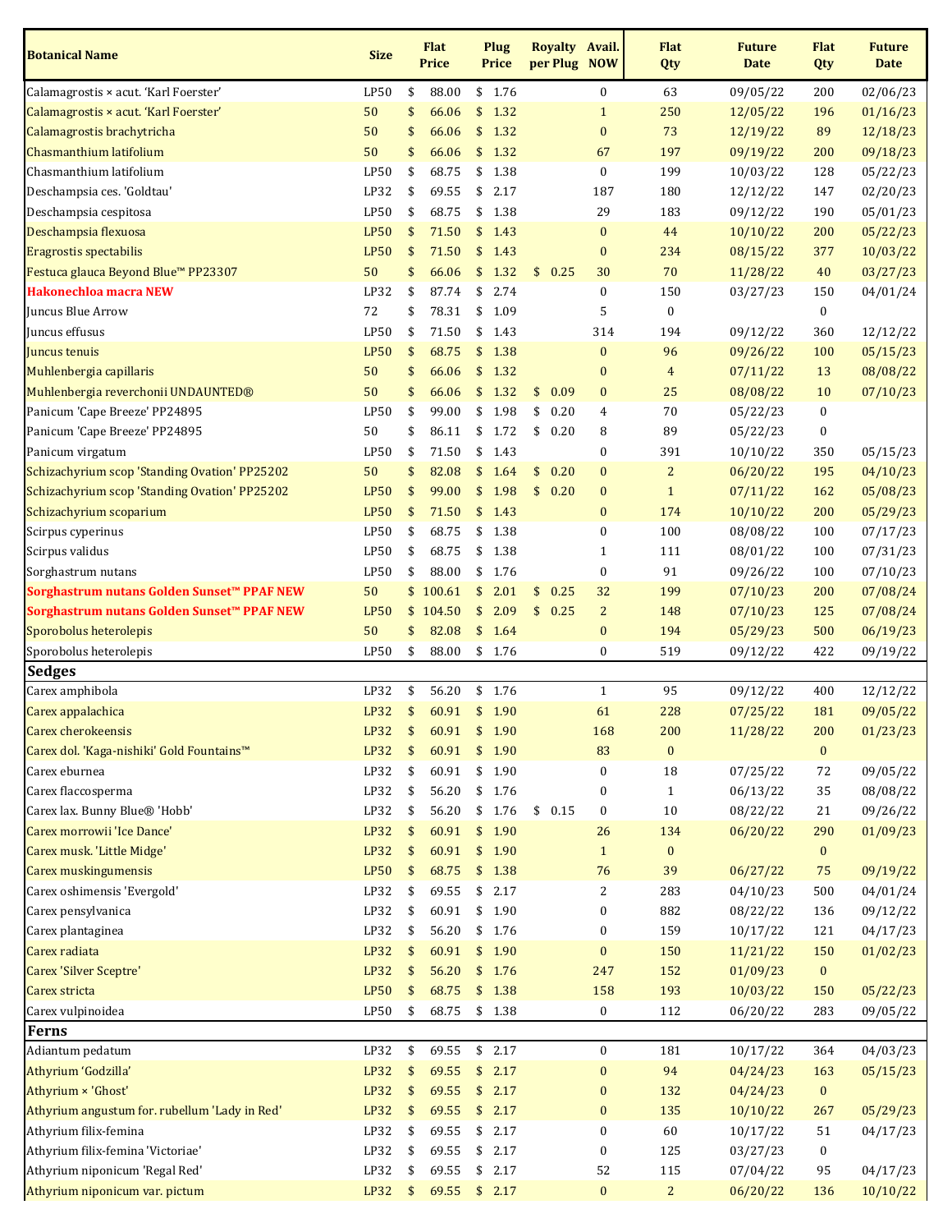| Botanical Name | Size | Flat Price | Plug Price | Royalty per Plug | Avail. NOW | Flat Qty | Future Date | Flat Qty | Future Date |
|---|---|---|---|---|---|---|---|---|---|
| Calamagrostis × acut. 'Karl Foerster' | LP50 | $ 88.00 | $ 1.76 | | 0 | 63 | 09/05/22 | 200 | 02/06/23 |
| Calamagrostis × acut. 'Karl Foerster' | 50 | $ 66.06 | $ 1.32 | | 1 | 250 | 12/05/22 | 196 | 01/16/23 |
| Calamagrostis brachytricha | 50 | $ 66.06 | $ 1.32 | | 0 | 73 | 12/19/22 | 89 | 12/18/23 |
| Chasmanthium latifolium | 50 | $ 66.06 | $ 1.32 | | 67 | 197 | 09/19/22 | 200 | 09/18/23 |
| Chasmanthium latifolium | LP50 | $ 68.75 | $ 1.38 | | 0 | 199 | 10/03/22 | 128 | 05/22/23 |
| Deschampsia ces. 'Goldtau' | LP32 | $ 69.55 | $ 2.17 | | 187 | 180 | 12/12/22 | 147 | 02/20/23 |
| Deschampsia cespitosa | LP50 | $ 68.75 | $ 1.38 | | 29 | 183 | 09/12/22 | 190 | 05/01/23 |
| Deschampsia flexuosa | LP50 | $ 71.50 | $ 1.43 | | 0 | 44 | 10/10/22 | 200 | 05/22/23 |
| Eragrostis spectabilis | LP50 | $ 71.50 | $ 1.43 | | 0 | 234 | 08/15/22 | 377 | 10/03/22 |
| Festuca glauca Beyond Blue™ PP23307 | 50 | $ 66.06 | $ 1.32 | $ 0.25 | 30 | 70 | 11/28/22 | 40 | 03/27/23 |
| **Hakonechloa macra NEW** | LP32 | $ 87.74 | $ 2.74 | | 0 | 150 | 03/27/23 | 150 | 04/01/24 |
| Juncus Blue Arrow | 72 | $ 78.31 | $ 1.09 | | 5 | 0 | | 0 | |
| Juncus effusus | LP50 | $ 71.50 | $ 1.43 | | 314 | 194 | 09/12/22 | 360 | 12/12/22 |
| Juncus tenuis | LP50 | $ 68.75 | $ 1.38 | | 0 | 96 | 09/26/22 | 100 | 05/15/23 |
| Muhlenbergia capillaris | 50 | $ 66.06 | $ 1.32 | | 0 | 4 | 07/11/22 | 13 | 08/08/22 |
| Muhlenbergia reverchonii UNDAUNTED® | 50 | $ 66.06 | $ 1.32 | $ 0.09 | 0 | 25 | 08/08/22 | 10 | 07/10/23 |
| Panicum 'Cape Breeze' PP24895 | LP50 | $ 99.00 | $ 1.98 | $ 0.20 | 4 | 70 | 05/22/23 | 0 | |
| Panicum 'Cape Breeze' PP24895 | 50 | $ 86.11 | $ 1.72 | $ 0.20 | 8 | 89 | 05/22/23 | 0 | |
| Panicum virgatum | LP50 | $ 71.50 | $ 1.43 | | 0 | 391 | 10/10/22 | 350 | 05/15/23 |
| Schizachyrium scop 'Standing Ovation' PP25202 | 50 | $ 82.08 | $ 1.64 | $ 0.20 | 0 | 2 | 06/20/22 | 195 | 04/10/23 |
| Schizachyrium scop 'Standing Ovation' PP25202 | LP50 | $ 99.00 | $ 1.98 | $ 0.20 | 0 | 1 | 07/11/22 | 162 | 05/08/23 |
| Schizachyrium scoparium | LP50 | $ 71.50 | $ 1.43 | | 0 | 174 | 10/10/22 | 200 | 05/29/23 |
| Scirpus cyperinus | LP50 | $ 68.75 | $ 1.38 | | 0 | 100 | 08/08/22 | 100 | 07/17/23 |
| Scirpus validus | LP50 | $ 68.75 | $ 1.38 | | 1 | 111 | 08/01/22 | 100 | 07/31/23 |
| Sorghastrum nutans | LP50 | $ 88.00 | $ 1.76 | | 0 | 91 | 09/26/22 | 100 | 07/10/23 |
| **Sorghastrum nutans Golden Sunset™ PPAF NEW** | 50 | $ 100.61 | $ 2.01 | $ 0.25 | 32 | 199 | 07/10/23 | 200 | 07/08/24 |
| **Sorghastrum nutans Golden Sunset™ PPAF NEW** | LP50 | $ 104.50 | $ 2.09 | $ 0.25 | 2 | 148 | 07/10/23 | 125 | 07/08/24 |
| Sporobolus heterolepis | 50 | $ 82.08 | $ 1.64 | | 0 | 194 | 05/29/23 | 500 | 06/19/23 |
| Sporobolus heterolepis | LP50 | $ 88.00 | $ 1.76 | | 0 | 519 | 09/12/22 | 422 | 09/19/22 |
| **Sedges** | | | | | | | | | |
| Carex amphibola | LP32 | $ 56.20 | $ 1.76 | | 1 | 95 | 09/12/22 | 400 | 12/12/22 |
| Carex appalachica | LP32 | $ 60.91 | $ 1.90 | | 61 | 228 | 07/25/22 | 181 | 09/05/22 |
| Carex cherokeensis | LP32 | $ 60.91 | $ 1.90 | | 168 | 200 | 11/28/22 | 200 | 01/23/23 |
| Carex dol. 'Kaga-nishiki' Gold Fountains™ | LP32 | $ 60.91 | $ 1.90 | | 83 | 0 | | 0 | |
| Carex eburnea | LP32 | $ 60.91 | $ 1.90 | | 0 | 18 | 07/25/22 | 72 | 09/05/22 |
| Carex flaccosperma | LP32 | $ 56.20 | $ 1.76 | | 0 | 1 | 06/13/22 | 35 | 08/08/22 |
| Carex lax. Bunny Blue® 'Hobb' | LP32 | $ 56.20 | $ 1.76 | $ 0.15 | 0 | 10 | 08/22/22 | 21 | 09/26/22 |
| Carex morrowii 'Ice Dance' | LP32 | $ 60.91 | $ 1.90 | | 26 | 134 | 06/20/22 | 290 | 01/09/23 |
| Carex musk. 'Little Midge' | LP32 | $ 60.91 | $ 1.90 | | 1 | 0 | | 0 | |
| Carex muskingumensis | LP50 | $ 68.75 | $ 1.38 | | 76 | 39 | 06/27/22 | 75 | 09/19/22 |
| Carex oshimensis 'Evergold' | LP32 | $ 69.55 | $ 2.17 | | 2 | 283 | 04/10/23 | 500 | 04/01/24 |
| Carex pensylvanica | LP32 | $ 60.91 | $ 1.90 | | 0 | 882 | 08/22/22 | 136 | 09/12/22 |
| Carex plantaginea | LP32 | $ 56.20 | $ 1.76 | | 0 | 159 | 10/17/22 | 121 | 04/17/23 |
| Carex radiata | LP32 | $ 60.91 | $ 1.90 | | 0 | 150 | 11/21/22 | 150 | 01/02/23 |
| Carex 'Silver Sceptre' | LP32 | $ 56.20 | $ 1.76 | | 247 | 152 | 01/09/23 | 0 | |
| Carex stricta | LP50 | $ 68.75 | $ 1.38 | | 158 | 193 | 10/03/22 | 150 | 05/22/23 |
| Carex vulpinoidea | LP50 | $ 68.75 | $ 1.38 | | 0 | 112 | 06/20/22 | 283 | 09/05/22 |
| **Ferns** | | | | | | | | | |
| Adiantum pedatum | LP32 | $ 69.55 | $ 2.17 | | 0 | 181 | 10/17/22 | 364 | 04/03/23 |
| Athyrium 'Godzilla' | LP32 | $ 69.55 | $ 2.17 | | 0 | 94 | 04/24/23 | 163 | 05/15/23 |
| Athyrium × 'Ghost' | LP32 | $ 69.55 | $ 2.17 | | 0 | 132 | 04/24/23 | 0 | |
| Athyrium angustum for. rubellum 'Lady in Red' | LP32 | $ 69.55 | $ 2.17 | | 0 | 135 | 10/10/22 | 267 | 05/29/23 |
| Athyrium filix-femina | LP32 | $ 69.55 | $ 2.17 | | 0 | 60 | 10/17/22 | 51 | 04/17/23 |
| Athyrium filix-femina 'Victoriae' | LP32 | $ 69.55 | $ 2.17 | | 0 | 125 | 03/27/23 | 0 | |
| Athyrium niponicum 'Regal Red' | LP32 | $ 69.55 | $ 2.17 | | 52 | 115 | 07/04/22 | 95 | 04/17/23 |
| Athyrium niponicum var. pictum | LP32 | $ 69.55 | $ 2.17 | | 0 | 2 | 06/20/22 | 136 | 10/10/22 |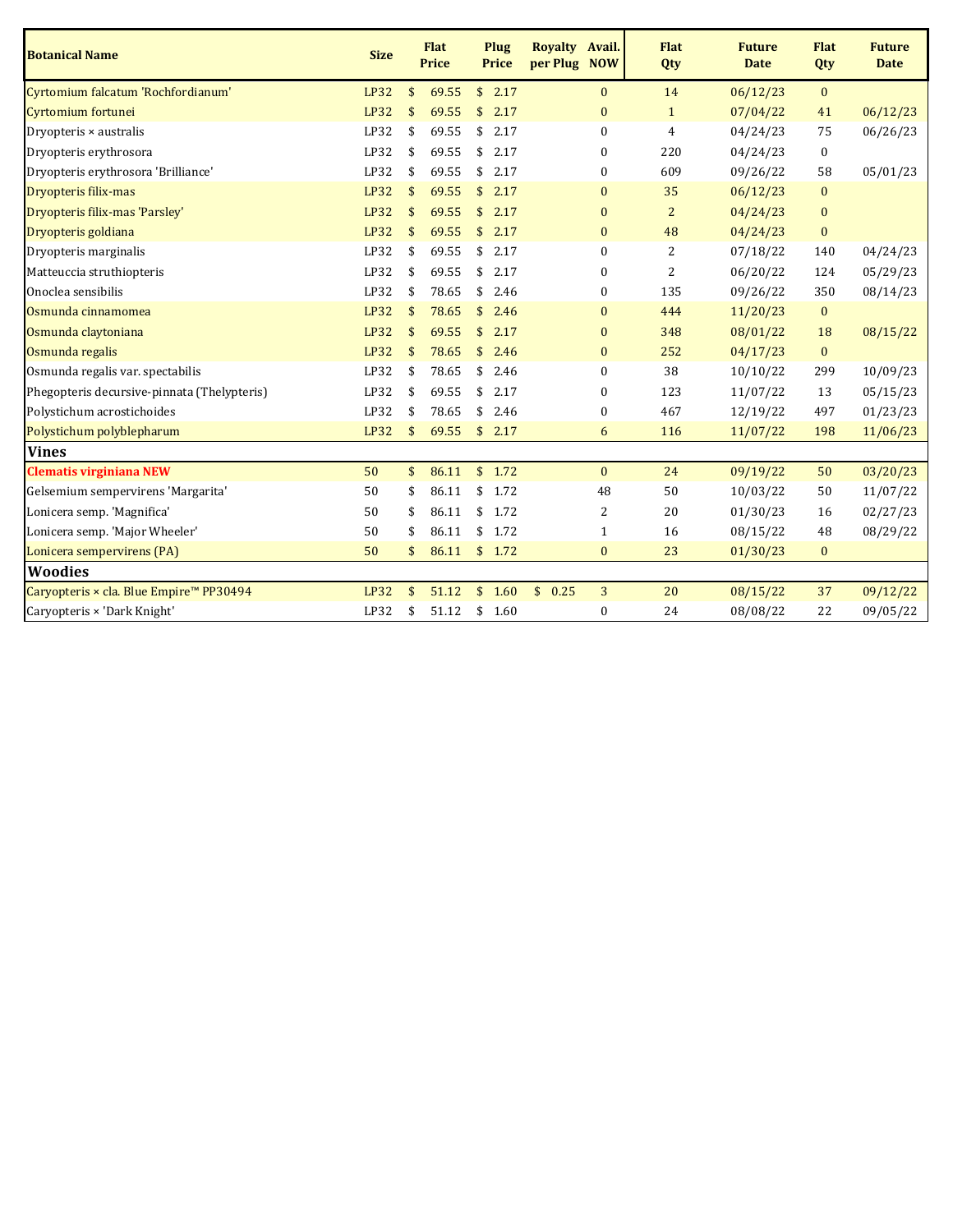| Botanical Name | Size | Flat Price | Plug Price | Royalty per Plug | Avail. NOW | Flat Qty | Future Date | Flat Qty | Future Date |
|---|---|---|---|---|---|---|---|---|---|
| Cyrtomium falcatum 'Rochfordianum' | LP32 | $ 69.55 | $ 2.17 | | 0 | 14 | 06/12/23 | 0 | |
| Cyrtomium fortunei | LP32 | $ 69.55 | $ 2.17 | | 0 | 1 | 07/04/22 | 41 | 06/12/23 |
| Dryopteris × australis | LP32 | $ 69.55 | $ 2.17 | | 0 | 4 | 04/24/23 | 75 | 06/26/23 |
| Dryopteris erythrosora | LP32 | $ 69.55 | $ 2.17 | | 0 | 220 | 04/24/23 | 0 | |
| Dryopteris erythrosora 'Brilliance' | LP32 | $ 69.55 | $ 2.17 | | 0 | 609 | 09/26/22 | 58 | 05/01/23 |
| Dryopteris filix-mas | LP32 | $ 69.55 | $ 2.17 | | 0 | 35 | 06/12/23 | 0 | |
| Dryopteris filix-mas 'Parsley' | LP32 | $ 69.55 | $ 2.17 | | 0 | 2 | 04/24/23 | 0 | |
| Dryopteris goldiana | LP32 | $ 69.55 | $ 2.17 | | 0 | 48 | 04/24/23 | 0 | |
| Dryopteris marginalis | LP32 | $ 69.55 | $ 2.17 | | 0 | 2 | 07/18/22 | 140 | 04/24/23 |
| Matteuccia struthiopteris | LP32 | $ 69.55 | $ 2.17 | | 0 | 2 | 06/20/22 | 124 | 05/29/23 |
| Onoclea sensibilis | LP32 | $ 78.65 | $ 2.46 | | 0 | 135 | 09/26/22 | 350 | 08/14/23 |
| Osmunda cinnamomea | LP32 | $ 78.65 | $ 2.46 | | 0 | 444 | 11/20/23 | 0 | |
| Osmunda claytoniana | LP32 | $ 69.55 | $ 2.17 | | 0 | 348 | 08/01/22 | 18 | 08/15/22 |
| Osmunda regalis | LP32 | $ 78.65 | $ 2.46 | | 0 | 252 | 04/17/23 | 0 | |
| Osmunda regalis var. spectabilis | LP32 | $ 78.65 | $ 2.46 | | 0 | 38 | 10/10/22 | 299 | 10/09/23 |
| Phegopteris decursive-pinnata (Thelypteris) | LP32 | $ 69.55 | $ 2.17 | | 0 | 123 | 11/07/22 | 13 | 05/15/23 |
| Polystichum acrostichoides | LP32 | $ 78.65 | $ 2.46 | | 0 | 467 | 12/19/22 | 497 | 01/23/23 |
| Polystichum polyblepharum | LP32 | $ 69.55 | $ 2.17 | | 6 | 116 | 11/07/22 | 198 | 11/06/23 |
| **Vines** | | | | | | | | | |
| **Clematis virginiana NEW** | 50 | $ 86.11 | $ 1.72 | | 0 | 24 | 09/19/22 | 50 | 03/20/23 |
| Gelsemium sempervirens 'Margarita' | 50 | $ 86.11 | $ 1.72 | | 48 | 50 | 10/03/22 | 50 | 11/07/22 |
| Lonicera semp. 'Magnifica' | 50 | $ 86.11 | $ 1.72 | | 2 | 20 | 01/30/23 | 16 | 02/27/23 |
| Lonicera semp. 'Major Wheeler' | 50 | $ 86.11 | $ 1.72 | | 1 | 16 | 08/15/22 | 48 | 08/29/22 |
| Lonicera sempervirens (PA) | 50 | $ 86.11 | $ 1.72 | | 0 | 23 | 01/30/23 | 0 | |
| **Woodies** | | | | | | | | | |
| Caryopteris × cla. Blue Empire™ PP30494 | LP32 | $ 51.12 | $ 1.60 | $ 0.25 | 3 | 20 | 08/15/22 | 37 | 09/12/22 |
| Caryopteris × 'Dark Knight' | LP32 | $ 51.12 | $ 1.60 | | 0 | 24 | 08/08/22 | 22 | 09/05/22 |